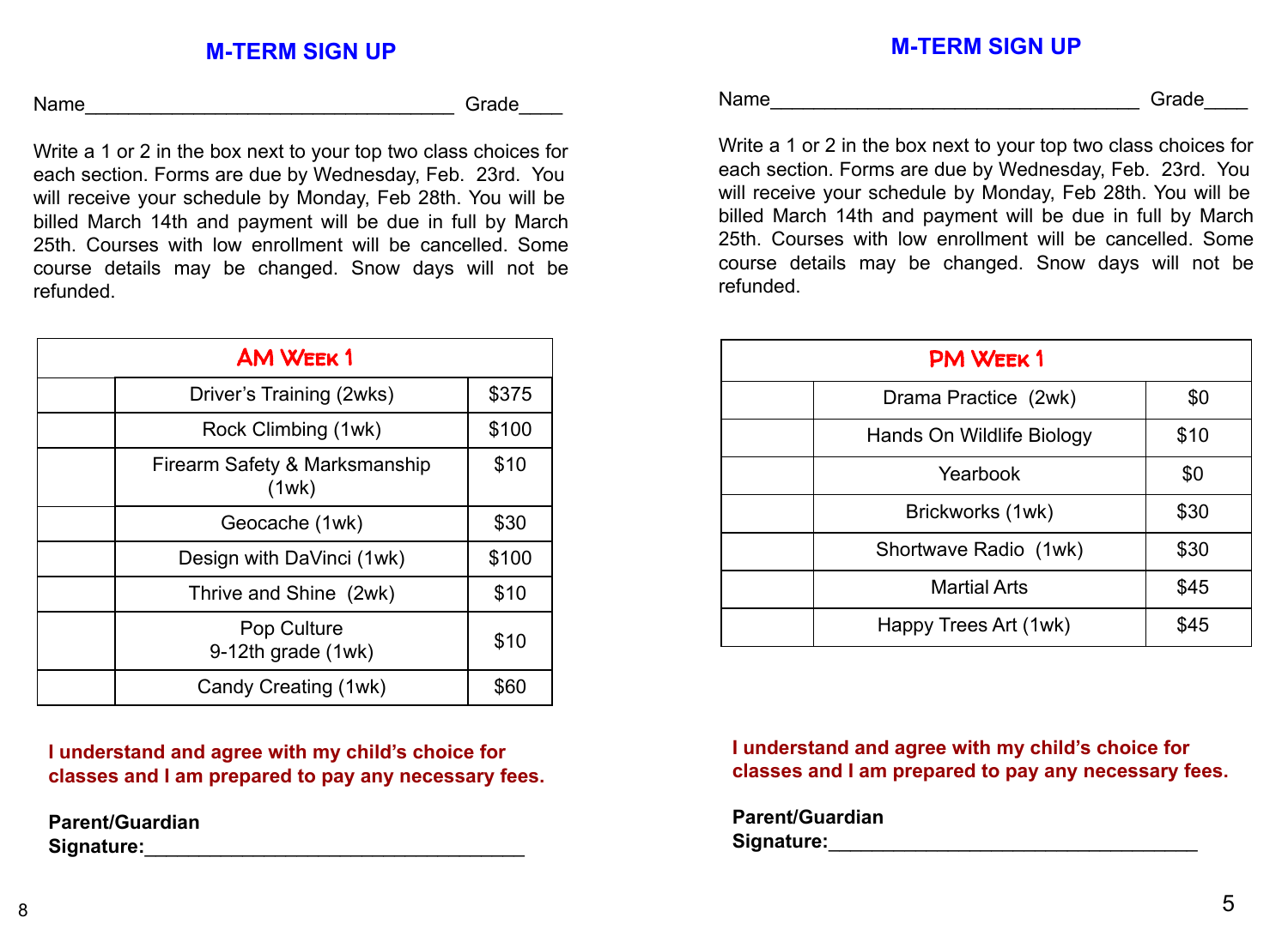## M-TERM SIGN UP

Name___________________________________ Grade____

Write a 1 or 2 in the box next to your top two class choices for each section. Forms are due by Wednesday, Feb. 23rd. You will receive your schedule by Monday, Feb 28th. You will be billed March 14th and payment will be due in full by March 25th. Courses with low enrollment will be cancelled. Some course details may be changed. Snow days will not be refunded.

| AM Week 1 | | |
|---|---|---|
| | Driver's Training (2wks) | $375 |
| | Rock Climbing (1wk) | $100 |
| | Firearm Safety & Marksmanship (1wk) | $10 |
| | Geocache (1wk) | $30 |
| | Design with DaVinci (1wk) | $100 |
| | Thrive and Shine (2wk) | $10 |
| | Pop Culture 9-12th grade (1wk) | $10 |
| | Candy Creating (1wk) | $60 |

**I understand and agree with my child's choice for classes and I am prepared to pay any necessary fees.**

**Parent/Guardian Signature:**___________________________________

## M-TERM SIGN UP

Name___________________________________ Grade____

Write a 1 or 2 in the box next to your top two class choices for each section. Forms are due by Wednesday, Feb. 23rd. You will receive your schedule by Monday, Feb 28th. You will be billed March 14th and payment will be due in full by March 25th. Courses with low enrollment will be cancelled. Some course details may be changed. Snow days will not be refunded.

| PM Week 1 | | |
|---|---|---|
| | Drama Practice (2wk) | $0 |
| | Hands On Wildlife Biology | $10 |
| | Yearbook | $0 |
| | Brickworks (1wk) | $30 |
| | Shortwave Radio (1wk) | $30 |
| | Martial Arts | $45 |
| | Happy Trees Art (1wk) | $45 |

**I understand and agree with my child's choice for classes and I am prepared to pay any necessary fees.**

**Parent/Guardian Signature:**___________________________________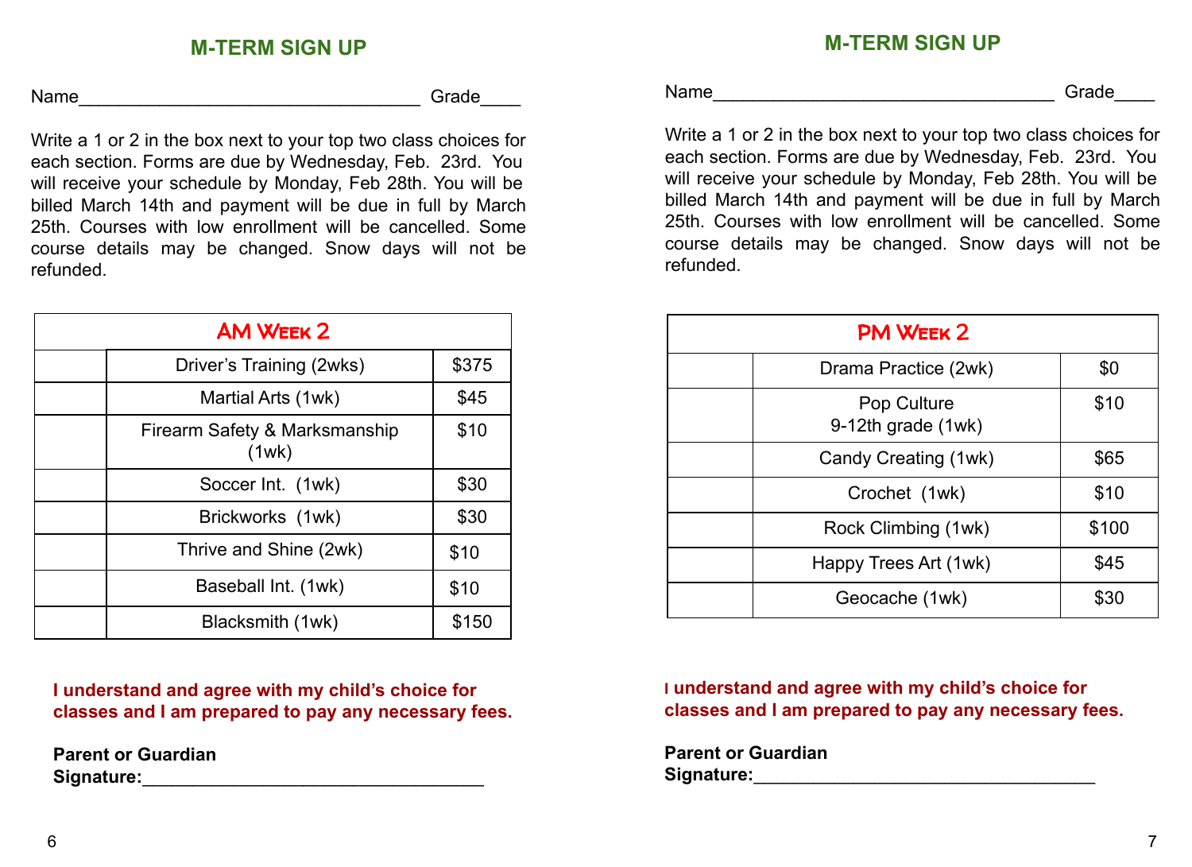## M-TERM SIGN UP

Name_________________________________ Grade____

Write a 1 or 2 in the box next to your top two class choices for each section. Forms are due by Wednesday, Feb. 23rd. You will receive your schedule by Monday, Feb 28th. You will be billed March 14th and payment will be due in full by March 25th. Courses with low enrollment will be cancelled. Some course details may be changed. Snow days will not be refunded.

| AM Week 2 | | |
|---|---|---|
| | Driver's Training (2wks) | $375 |
| | Martial Arts (1wk) | $45 |
| | Firearm Safety & Marksmanship (1wk) | $10 |
| | Soccer Int. (1wk) | $30 |
| | Brickworks (1wk) | $30 |
| | Thrive and Shine (2wk) | $10 |
| | Baseball Int. (1wk) | $10 |
| | Blacksmith (1wk) | $150 |

**I understand and agree with my child's choice for classes and I am prepared to pay any necessary fees.**

**Parent or Guardian Signature:**_________________________________

## M-TERM SIGN UP

Name_________________________________ Grade____

Write a 1 or 2 in the box next to your top two class choices for each section. Forms are due by Wednesday, Feb. 23rd. You will receive your schedule by Monday, Feb 28th. You will be billed March 14th and payment will be due in full by March 25th. Courses with low enrollment will be cancelled. Some course details may be changed. Snow days will not be refunded.

| PM Week 2 | | |
|---|---|---|
| | Drama Practice (2wk) | $0 |
| | Pop Culture 9-12th grade (1wk) | $10 |
| | Candy Creating (1wk) | $65 |
| | Crochet (1wk) | $10 |
| | Rock Climbing (1wk) | $100 |
| | Happy Trees Art (1wk) | $45 |
| | Geocache (1wk) | $30 |

**I understand and agree with my child's choice for classes and I am prepared to pay any necessary fees.**

**Parent or Guardian Signature:**_________________________________